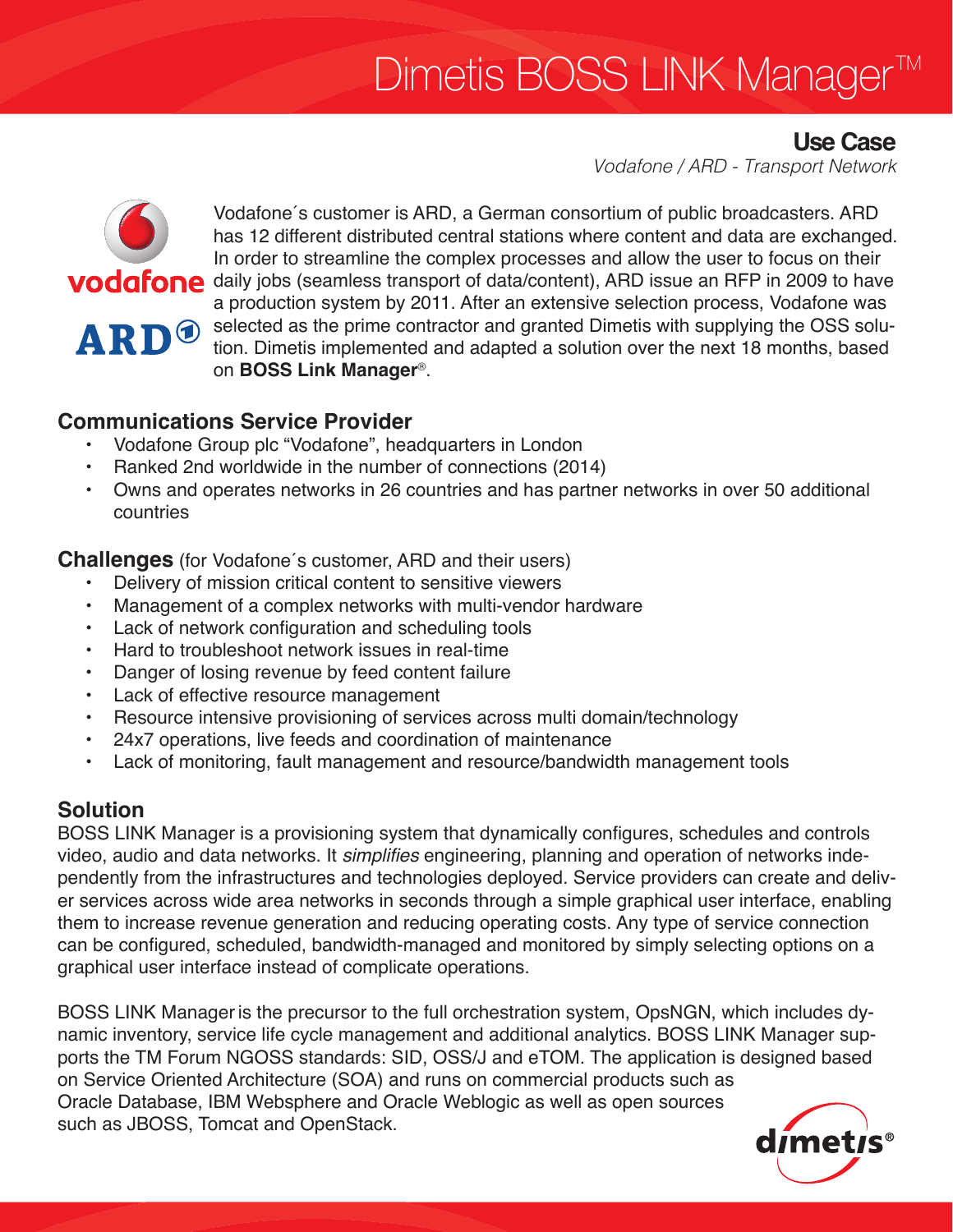# Dimetis BOSS LINK Manager™

## Use Case

*Vodafone / ARD - Transport Network*

Vodafone´s customer is ARD, a German consortium of public broadcasters. ARD has 12 different distributed central stations where content and data are exchanged. In order to streamline the complex processes and allow the user to focus on their daily jobs (seamless transport of data/content), ARD issue an RFP in 2009 to have a production system by 2011. After an extensive selection process, Vodafone was selected as the prime contractor and granted Dimetis with supplying the OSS solution. Dimetis implemented and adapted a solution over the next 18 months, based on **BOSS Link Manager**®.

### Communications Service Provider

- Vodafone Group plc "Vodafone", headquarters in London
- Ranked 2nd worldwide in the number of connections (2014)
- Owns and operates networks in 26 countries and has partner networks in over 50 additional countries

### Challenges (for Vodafone´s customer, ARD and their users)

- Delivery of mission critical content to sensitive viewers
- Management of a complex networks with multi-vendor hardware
- Lack of network configuration and scheduling tools
- Hard to troubleshoot network issues in real-time
- Danger of losing revenue by feed content failure
- Lack of effective resource management
- Resource intensive provisioning of services across multi domain/technology
- 24x7 operations, live feeds and coordination of maintenance
- Lack of monitoring, fault management and resource/bandwidth management tools

### Solution

BOSS LINK Manager is a provisioning system that dynamically configures, schedules and controls video, audio and data networks. It *simplifies* engineering, planning and operation of networks independently from the infrastructures and technologies deployed. Service providers can create and deliver services across wide area networks in seconds through a simple graphical user interface, enabling them to increase revenue generation and reducing operating costs. Any type of service connection can be configured, scheduled, bandwidth-managed and monitored by simply selecting options on a graphical user interface instead of complicate operations.

BOSS LINK Manager is the precursor to the full orchestration system, OpsNGN, which includes dynamic inventory, service life cycle management and additional analytics. BOSS LINK Manager supports the TM Forum NGOSS standards: SID, OSS/J and eTOM. The application is designed based on Service Oriented Architecture (SOA) and runs on commercial products such as Oracle Database, IBM Websphere and Oracle Weblogic as well as open sources such as JBOSS, Tomcat and OpenStack.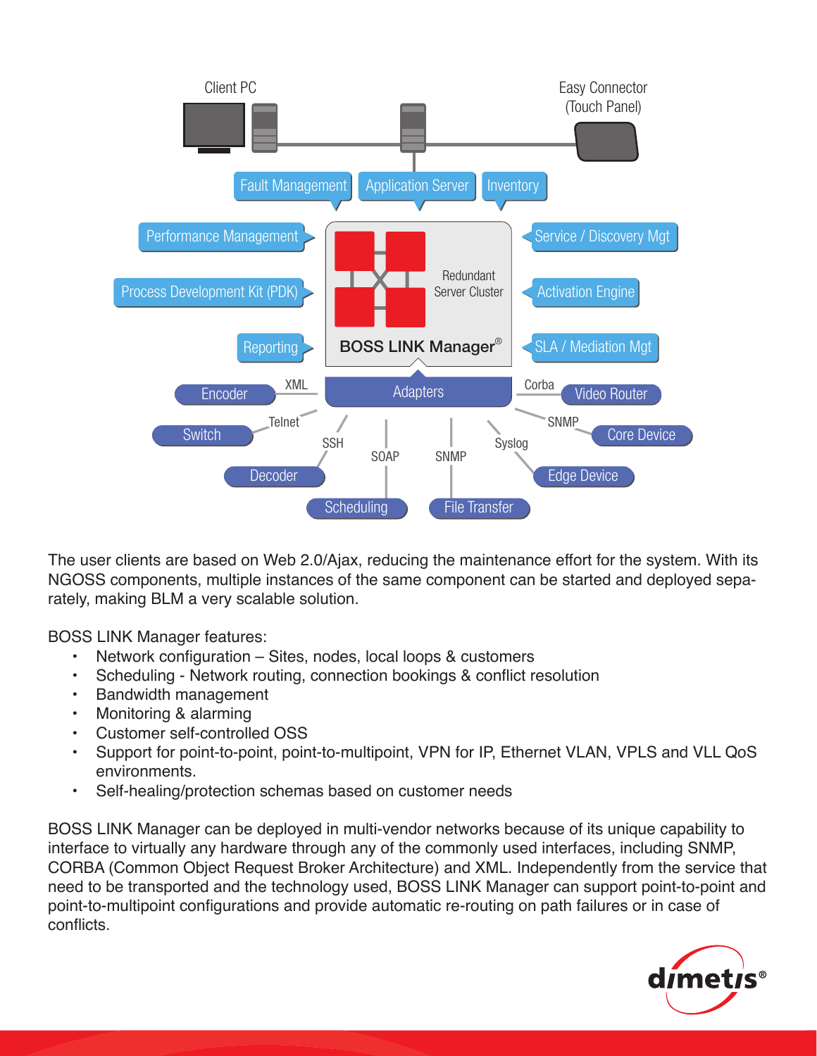The user clients are based on Web 2.0/Ajax, reducing the maintenance effort for the system. With its NGOSS components, multiple instances of the same component can be started and deployed separately, making BLM a very scalable solution.

BOSS LINK Manager features:

- Network configuration – Sites, nodes, local loops & customers
- Scheduling - Network routing, connection bookings & conflict resolution
- Bandwidth management
- Monitoring & alarming
- Customer self-controlled OSS
- Support for point-to-point, point-to-multipoint, VPN for IP, Ethernet VLAN, VPLS and VLL QoS environments.
- Self-healing/protection schemas based on customer needs

BOSS LINK Manager can be deployed in multi-vendor networks because of its unique capability to interface to virtually any hardware through any of the commonly used interfaces, including SNMP, CORBA (Common Object Request Broker Architecture) and XML. Independently from the service that need to be transported and the technology used, BOSS LINK Manager can support point-to-point and point-to-multipoint configurations and provide automatic re-routing on path failures or in case of conflicts.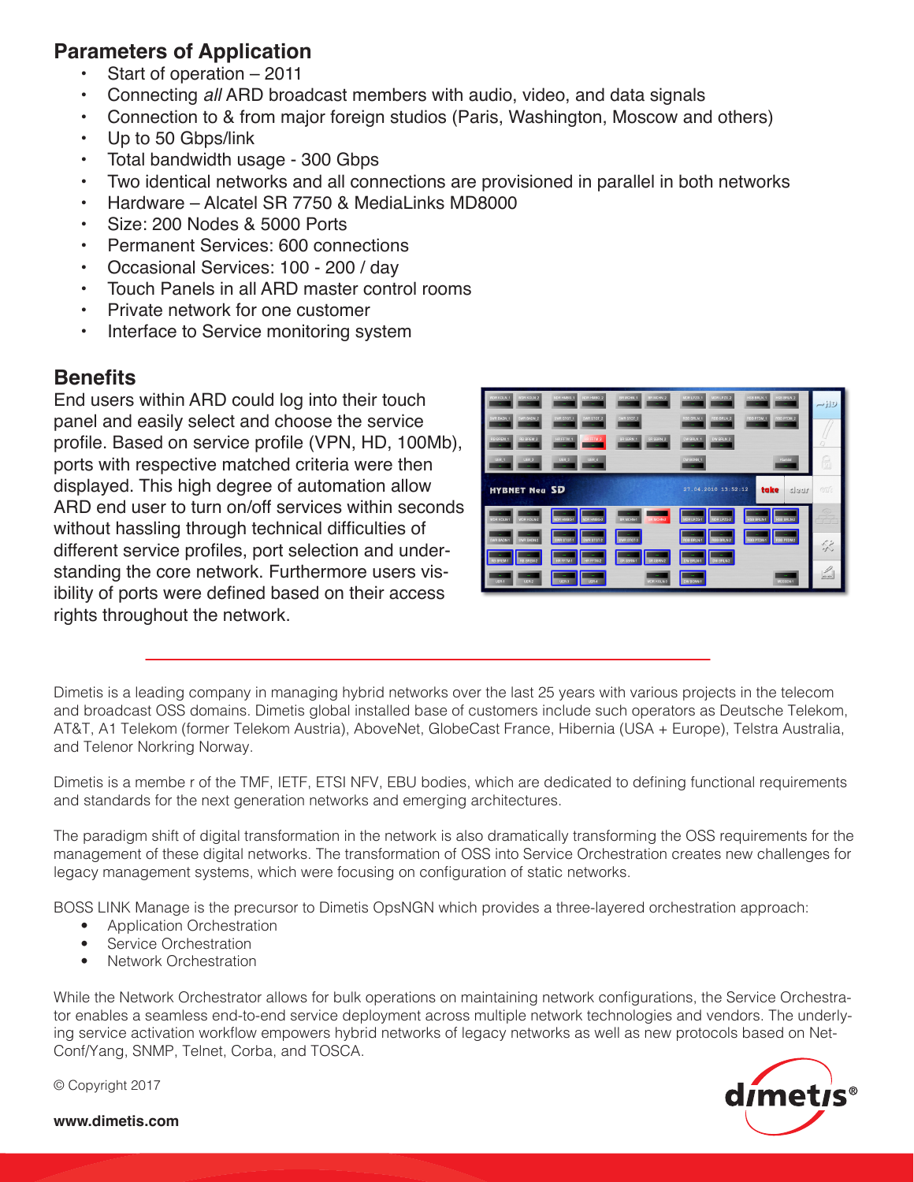## Parameters of Application

- Start of operation – 2011
- Connecting *all* ARD broadcast members with audio, video, and data signals
- Connection to & from major foreign studios (Paris, Washington, Moscow and others)
- Up to 50 Gbps/link
- Total bandwidth usage - 300 Gbps
- Two identical networks and all connections are provisioned in parallel in both networks
- Hardware – Alcatel SR 7750 & MediaLinks MD8000
- Size: 200 Nodes & 5000 Ports
- Permanent Services: 600 connections
- Occasional Services: 100 - 200 / day
- Touch Panels in all ARD master control rooms
- Private network for one customer
- Interface to Service monitoring system

## Benefits

End users within ARD could log into their touch panel and easily select and choose the service profile. Based on service profile (VPN, HD, 100Mb), ports with respective matched criteria were then displayed. This high degree of automation allow ARD end user to turn on/off services within seconds without hassling through technical difficulties of different service profiles, port selection and understanding the core network. Furthermore users visibility of ports were defined based on their access rights throughout the network.

Dimetis is a leading company in managing hybrid networks over the last 25 years with various projects in the telecom and broadcast OSS domains. Dimetis global installed base of customers include such operators as Deutsche Telekom, AT&T, A1 Telekom (former Telekom Austria), AboveNet, GlobeCast France, Hibernia (USA + Europe), Telstra Australia, and Telenor Norkring Norway.

Dimetis is a membe r of the TMF, IETF, ETSI NFV, EBU bodies, which are dedicated to defining functional requirements and standards for the next generation networks and emerging architectures.

The paradigm shift of digital transformation in the network is also dramatically transforming the OSS requirements for the management of these digital networks. The transformation of OSS into Service Orchestration creates new challenges for legacy management systems, which were focusing on configuration of static networks.

BOSS LINK Manage is the precursor to Dimetis OpsNGN which provides a three-layered orchestration approach:

- Application Orchestration
- Service Orchestration
- Network Orchestration

While the Network Orchestrator allows for bulk operations on maintaining network configurations, the Service Orchestrator enables a seamless end-to-end service deployment across multiple network technologies and vendors. The underlying service activation workflow empowers hybrid networks of legacy networks as well as new protocols based on NetConf/Yang, SNMP, Telnet, Corba, and TOSCA.

© Copyright 2017

**www.dimetis.com**